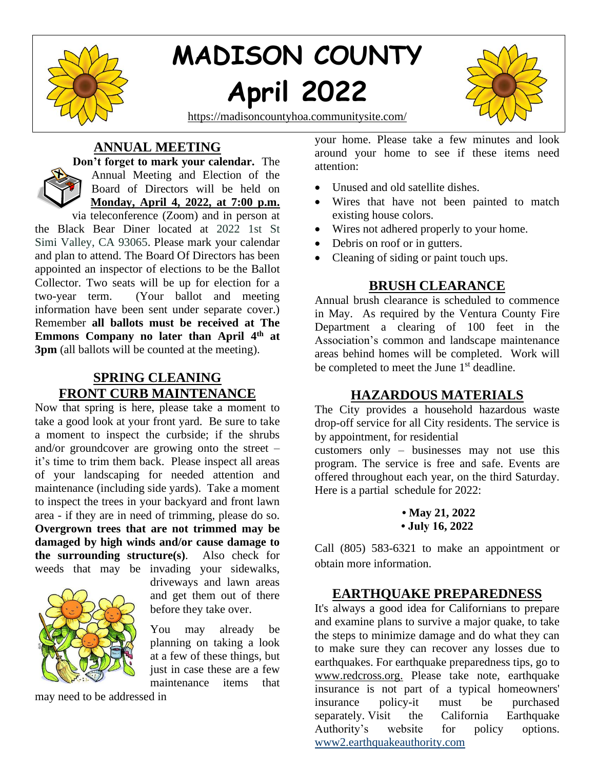# MADISON COUNTY
# April 2022

https://madisoncountyhoa.communitysite.com/

## ANNUAL MEETING

**Don't forget to mark your calendar.** The Annual Meeting and Election of the Board of Directors will be held on **Monday, April 4, 2022, at 7:00 p.m.** via teleconference (Zoom) and in person at the Black Bear Diner located at 2022 1st St Simi Valley, CA 93065. Please mark your calendar and plan to attend. The Board Of Directors has been appointed an inspector of elections to be the Ballot Collector. Two seats will be up for election for a two-year term. (Your ballot and meeting information have been sent under separate cover.) Remember **all ballots must be received at The Emmons Company no later than April 4th at 3pm** (all ballots will be counted at the meeting).

## SPRING CLEANING FRONT CURB MAINTENANCE

Now that spring is here, please take a moment to take a good look at your front yard. Be sure to take a moment to inspect the curbside; if the shrubs and/or groundcover are growing onto the street – it's time to trim them back. Please inspect all areas of your landscaping for needed attention and maintenance (including side yards). Take a moment to inspect the trees in your backyard and front lawn area - if they are in need of trimming, please do so. **Overgrown trees that are not trimmed may be damaged by high winds and/or cause damage to the surrounding structure(s)**. Also check for weeds that may be invading your sidewalks, driveways and lawn areas and get them out of there before they take over.

You may already be planning on taking a look at a few of these things, but just in case these are a few maintenance items that may need to be addressed in your home. Please take a few minutes and look around your home to see if these items need attention:

- Unused and old satellite dishes.
- Wires that have not been painted to match existing house colors.
- Wires not adhered properly to your home.
- Debris on roof or in gutters.
- Cleaning of siding or paint touch ups.

## BRUSH CLEARANCE

Annual brush clearance is scheduled to commence in May. As required by the Ventura County Fire Department a clearing of 100 feet in the Association's common and landscape maintenance areas behind homes will be completed. Work will be completed to meet the June 1st deadline.

## HAZARDOUS MATERIALS

The City provides a household hazardous waste drop-off service for all City residents. The service is by appointment, for residential customers only – businesses may not use this program. The service is free and safe. Events are offered throughout each year, on the third Saturday. Here is a partial schedule for 2022:

- **May 21, 2022**
- **July 16, 2022**

Call (805) 583-6321 to make an appointment or obtain more information.

## EARTHQUAKE PREPAREDNESS

It's always a good idea for Californians to prepare and examine plans to survive a major quake, to take the steps to minimize damage and do what they can to make sure they can recover any losses due to earthquakes. For earthquake preparedness tips, go to www.redcross.org. Please take note, earthquake insurance is not part of a typical homeowners' insurance policy-it must be purchased separately. Visit the California Earthquake Authority's website for policy options. www2.earthquakeauthority.com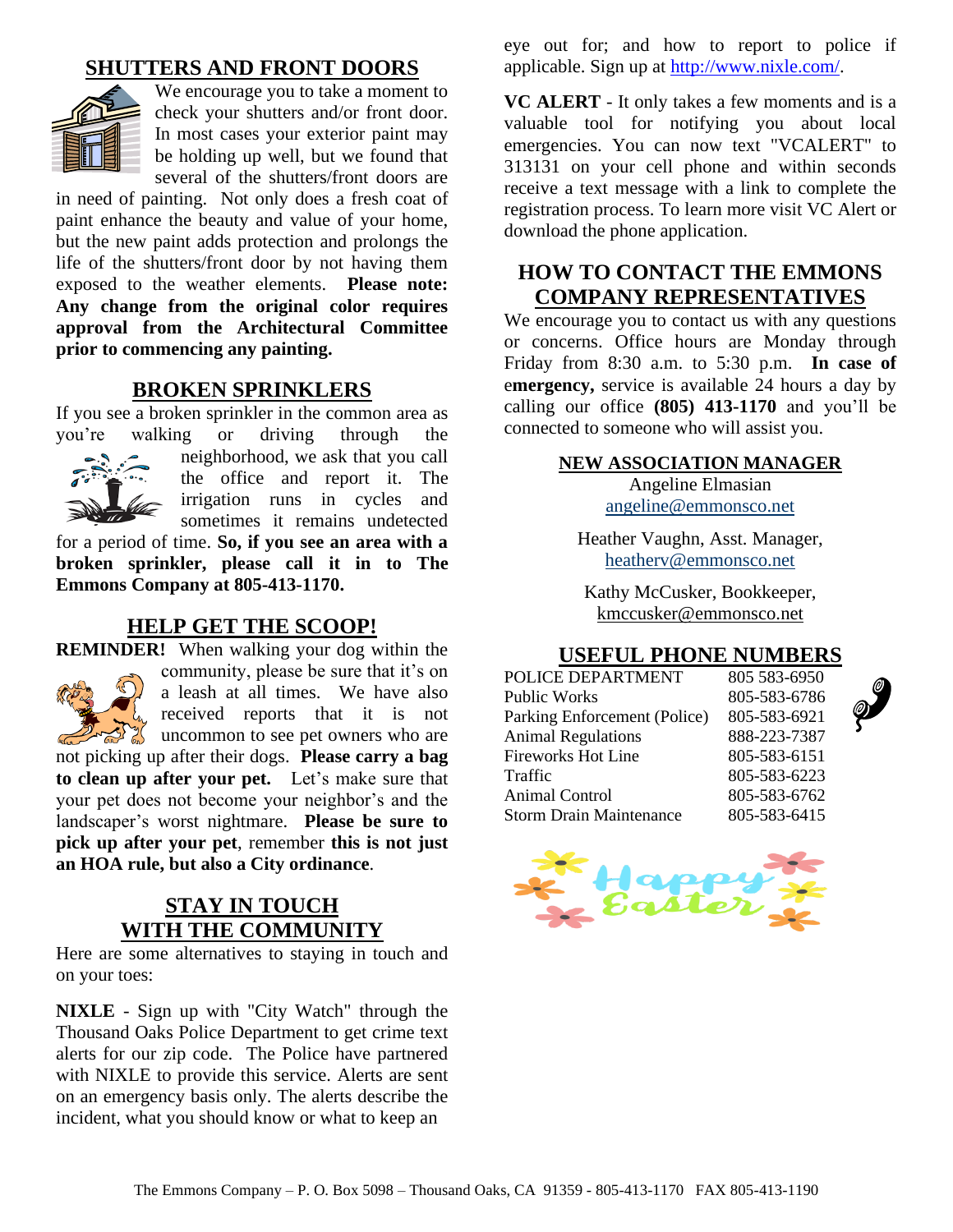## SHUTTERS AND FRONT DOORS

We encourage you to take a moment to check your shutters and/or front door. In most cases your exterior paint may be holding up well, but we found that several of the shutters/front doors are in need of painting. Not only does a fresh coat of paint enhance the beauty and value of your home, but the new paint adds protection and prolongs the life of the shutters/front door by not having them exposed to the weather elements. **Please note: Any change from the original color requires approval from the Architectural Committee prior to commencing any painting.**

## BROKEN SPRINKLERS

If you see a broken sprinkler in the common area as you're walking or driving through the neighborhood, we ask that you call the office and report it. The irrigation runs in cycles and sometimes it remains undetected for a period of time. **So, if you see an area with a broken sprinkler, please call it in to The Emmons Company at 805-413-1170.**

## HELP GET THE SCOOP!

**REMINDER!** When walking your dog within the community, please be sure that it's on a leash at all times. We have also received reports that it is not uncommon to see pet owners who are not picking up after their dogs. **Please carry a bag to clean up after your pet.** Let's make sure that your pet does not become your neighbor's and the landscaper's worst nightmare. **Please be sure to pick up after your pet**, remember **this is not just an HOA rule, but also a City ordinance**.

## STAY IN TOUCH WITH THE COMMUNITY

Here are some alternatives to staying in touch and on your toes:

**NIXLE** - Sign up with "City Watch" through the Thousand Oaks Police Department to get crime text alerts for our zip code. The Police have partnered with NIXLE to provide this service. Alerts are sent on an emergency basis only. The alerts describe the incident, what you should know or what to keep an eye out for; and how to report to police if applicable. Sign up at http://www.nixle.com/.

**VC ALERT** - It only takes a few moments and is a valuable tool for notifying you about local emergencies. You can now text "VCALERT" to 313131 on your cell phone and within seconds receive a text message with a link to complete the registration process. To learn more visit VC Alert or download the phone application.

## HOW TO CONTACT THE EMMONS COMPANY REPRESENTATIVES

We encourage you to contact us with any questions or concerns. Office hours are Monday through Friday from 8:30 a.m. to 5:30 p.m. **In case of emergency,** service is available 24 hours a day by calling our office **(805) 413-1170** and you'll be connected to someone who will assist you.

### NEW ASSOCIATION MANAGER

Angeline Elmasian
angeline@emmonsco.net

Heather Vaughn, Asst. Manager,
heatherv@emmonsco.net

Kathy McCusker, Bookkeeper,
kmccusker@emmonsco.net

## USEFUL PHONE NUMBERS

| | |
|---|---|
| POLICE DEPARTMENT | 805 583-6950 |
| Public Works | 805-583-6786 |
| Parking Enforcement (Police) | 805-583-6921 |
| Animal Regulations | 888-223-7387 |
| Fireworks Hot Line | 805-583-6151 |
| Traffic | 805-583-6223 |
| Animal Control | 805-583-6762 |
| Storm Drain Maintenance | 805-583-6415 |

Happy Easter

The Emmons Company – P. O. Box 5098 – Thousand Oaks, CA 91359 - 805-413-1170 FAX 805-413-1190